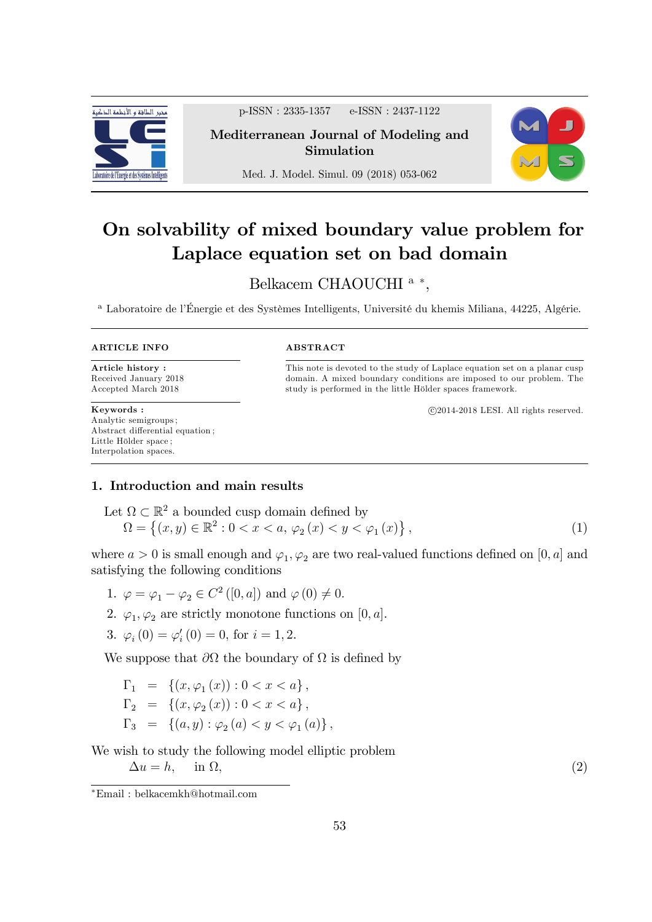p-ISSN : 2335-1357 e-ISSN : 2437-1122

**Mediterranean Journal of Modeling and Simulation**

Med. J. Model. Simul. 09 (2018) 053-062

# On solvability of mixed boundary value problem for Laplace equation set on bad domain

Belkacem CHAOUCHI [a] *,

[a] Laboratoire de l'Énergie et des Systèmes Intelligents, Université du khemis Miliana, 44225, Algérie.

**ARTICLE INFO**

**Article history :**
Received January 2018
Accepted March 2018

**Keywords :**
Analytic semigroups ;
Abstract differential equation ;
Little Hölder space ;
Interpolation spaces.

**ABSTRACT**

This note is devoted to the study of Laplace equation set on a planar cusp domain. A mixed boundary conditions are imposed to our problem. The study is performed in the little Hölder spaces framework.

©2014-2018 LESI. All rights reserved.

## 1. Introduction and main results

Let $\Omega \subset \mathbb{R}^2$ a bounded cusp domain defined by

$$\Omega = \left\{(x, y) \in \mathbb{R}^2 : 0 < x < a,\ \varphi_2(x) < y < \varphi_1(x)\right\}, \tag{1}$$

where $a > 0$ is small enough and $\varphi_1, \varphi_2$ are two real-valued functions defined on $[0, a]$ and satisfying the following conditions

1. $\varphi = \varphi_1 - \varphi_2 \in C^2([0, a])$ and $\varphi(0) \neq 0$.
2. $\varphi_1, \varphi_2$ are strictly monotone functions on $[0, a]$.
3. $\varphi_i(0) = \varphi_i'(0) = 0$, for $i = 1, 2$.

We suppose that $\partial\Omega$ the boundary of $\Omega$ is defined by

$$\begin{aligned}
\Gamma_1 &= \{(x, \varphi_1(x)) : 0 < x < a\}, \\
\Gamma_2 &= \{(x, \varphi_2(x)) : 0 < x < a\}, \\
\Gamma_3 &= \{(a, y) : \varphi_2(a) < y < \varphi_1(a)\},
\end{aligned}$$

We wish to study the following model elliptic problem

$$\Delta u = h, \quad \text{in } \Omega, \tag{2}$$

*Email : belkacemkh@hotmail.com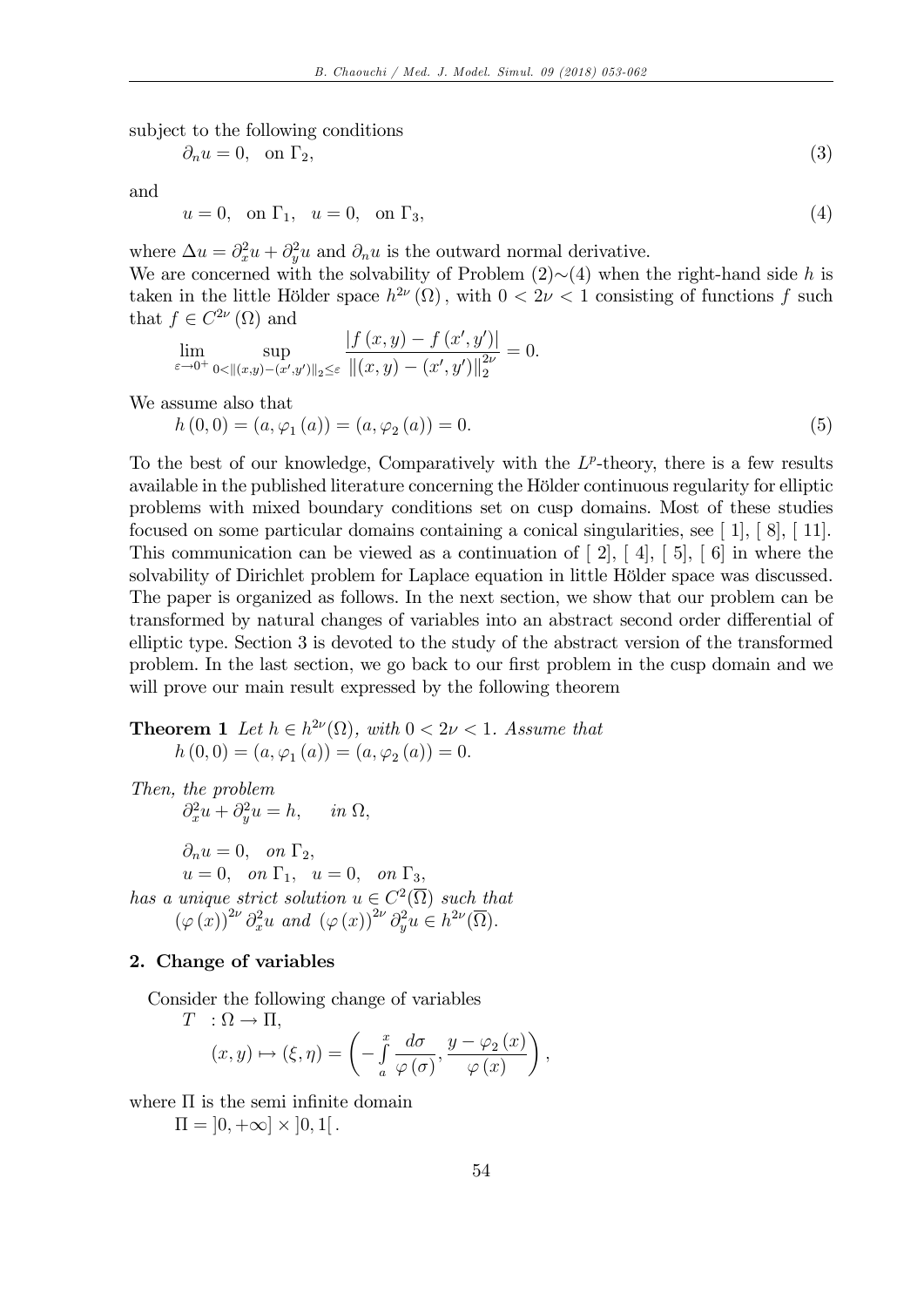subject to the following conditions

$$\partial_n u = 0, \quad \text{on } \Gamma_2, \tag{3}$$

and

$$u = 0, \quad \text{on } \Gamma_1, \quad u = 0, \quad \text{on } \Gamma_3, \tag{4}$$

where $\Delta u = \partial_x^2 u + \partial_y^2 u$ and $\partial_n u$ is the outward normal derivative.

We are concerned with the solvability of Problem (2)$\sim$(4) when the right-hand side $h$ is taken in the little Hölder space $h^{2\nu}(\Omega)$, with $0 < 2\nu < 1$ consisting of functions $f$ such that $f \in C^{2\nu}(\Omega)$ and

$$\lim_{\varepsilon \to 0^+} \sup_{0 < \|(x,y)-(x',y')\|_2 \leq \varepsilon} \frac{|f(x,y) - f(x',y')|}{\|(x,y) - (x',y')\|_2^{2\nu}} = 0.$$

We assume also that

$$h(0,0) = (a, \varphi_1(a)) = (a, \varphi_2(a)) = 0. \tag{5}$$

To the best of our knowledge, Comparatively with the $L^p$-theory, there is a few results available in the published literature concerning the Hölder continuous regularity for elliptic problems with mixed boundary conditions set on cusp domains. Most of these studies focused on some particular domains containing a conical singularities, see [ 1], [ 8], [ 11]. This communication can be viewed as a continuation of [ 2], [ 4], [ 5], [ 6] in where the solvability of Dirichlet problem for Laplace equation in little Hölder space was discussed. The paper is organized as follows. In the next section, we show that our problem can be transformed by natural changes of variables into an abstract second order differential of elliptic type. Section 3 is devoted to the study of the abstract version of the transformed problem. In the last section, we go back to our first problem in the cusp domain and we will prove our main result expressed by the following theorem

**Theorem 1** *Let $h \in h^{2\nu}(\Omega)$, with $0 < 2\nu < 1$. Assume that*

$$h(0,0) = (a, \varphi_1(a)) = (a, \varphi_2(a)) = 0.$$

*Then, the problem*

$$\partial_x^2 u + \partial_y^2 u = h, \qquad in\ \Omega,$$

$$\partial_n u = 0, \quad on\ \Gamma_2,$$

$$u = 0, \quad on\ \Gamma_1, \quad u = 0, \quad on\ \Gamma_3,$$

*has a unique strict solution $u \in C^2(\overline{\Omega})$ such that*

$$(\varphi(x))^{2\nu} \partial_x^2 u \text{ and } (\varphi(x))^{2\nu} \partial_y^2 u \in h^{2\nu}(\overline{\Omega}).$$

## 2. Change of variables

Consider the following change of variables

$$T \quad : \Omega \to \Pi,$$

$$(x,y) \mapsto (\xi, \eta) = \left( -\int_a^x \frac{d\sigma}{\varphi(\sigma)}, \frac{y - \varphi_2(x)}{\varphi(x)} \right),$$

where $\Pi$ is the semi infinite domain

$$\Pi = ]0, +\infty] \times ]0, 1[.$$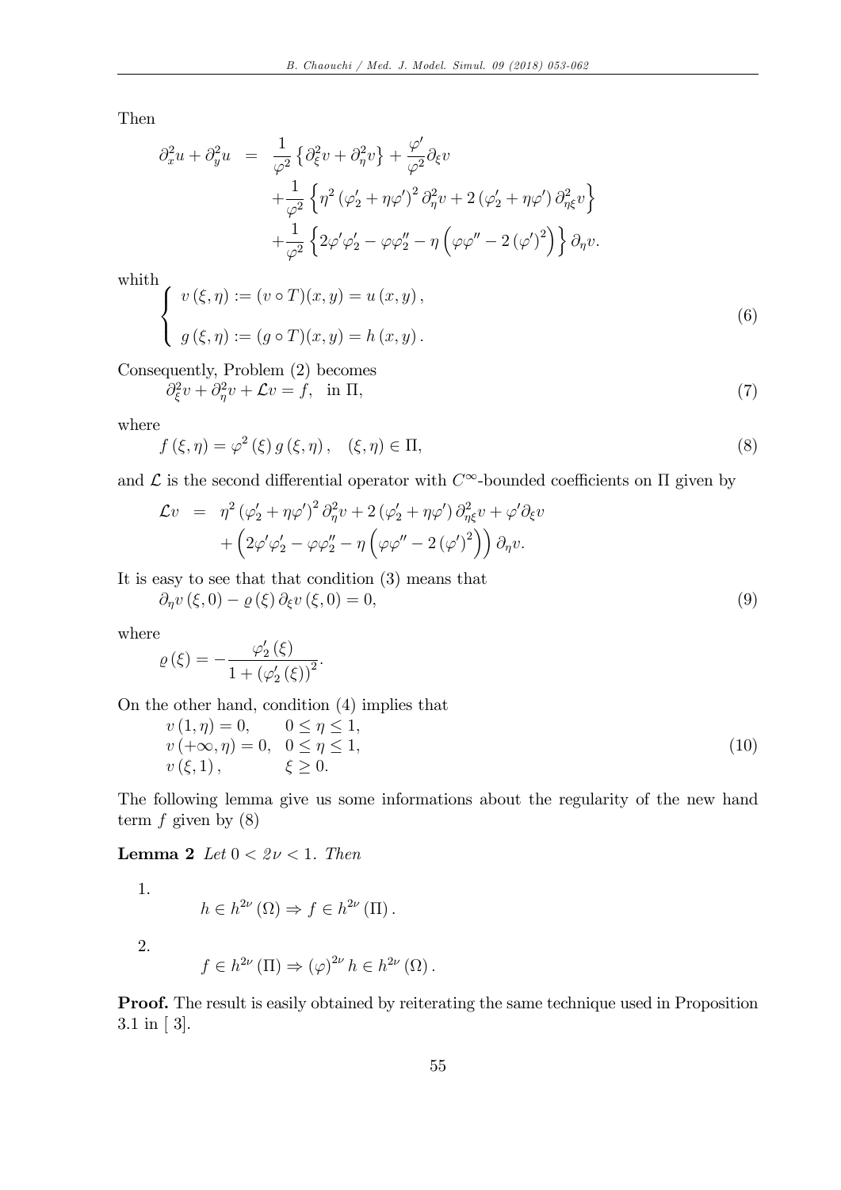Then

$$
\begin{aligned}
\partial_x^2 u + \partial_y^2 u &= \frac{1}{\varphi^2}\left\{\partial_\xi^2 v + \partial_\eta^2 v\right\} + \frac{\varphi'}{\varphi^2}\partial_\xi v \\
&\quad + \frac{1}{\varphi^2}\left\{\eta^2\left(\varphi_2' + \eta\varphi'\right)^2 \partial_\eta^2 v + 2\left(\varphi_2' + \eta\varphi'\right)\partial_{\eta\xi}^2 v\right\} \\
&\quad + \frac{1}{\varphi^2}\left\{2\varphi'\varphi_2' - \varphi\varphi_2'' - \eta\left(\varphi\varphi'' - 2\left(\varphi'\right)^2\right)\right\}\partial_\eta v.
\end{aligned}
$$

whith

$$
\left\{
\begin{array}{l}
v(\xi,\eta) := (v \circ T)(x,y) = u(x,y), \\
g(\xi,\eta) := (g \circ T)(x,y) = h(x,y).
\end{array}
\right. \tag{6}
$$

Consequently, Problem (2) becomes

$$
\partial_\xi^2 v + \partial_\eta^2 v + \mathcal{L}v = f, \quad \text{in } \Pi, \tag{7}
$$

where

$$
f(\xi,\eta) = \varphi^2(\xi)\, g(\xi,\eta), \quad (\xi,\eta) \in \Pi, \tag{8}
$$

and $\mathcal{L}$ is the second differential operator with $C^\infty$-bounded coefficients on $\Pi$ given by

$$
\begin{aligned}
\mathcal{L}v &= \eta^2\left(\varphi_2' + \eta\varphi'\right)^2 \partial_\eta^2 v + 2\left(\varphi_2' + \eta\varphi'\right)\partial_{\eta\xi}^2 v + \varphi'\partial_\xi v \\
&\quad + \left(2\varphi'\varphi_2' - \varphi\varphi_2'' - \eta\left(\varphi\varphi'' - 2\left(\varphi'\right)^2\right)\right)\partial_\eta v.
\end{aligned}
$$

It is easy to see that that condition (3) means that

$$
\partial_\eta v(\xi,0) - \varrho(\xi)\,\partial_\xi v(\xi,0) = 0, \tag{9}
$$

where

$$
\varrho(\xi) = -\frac{\varphi_2'(\xi)}{1 + \left(\varphi_2'(\xi)\right)^2}.
$$

On the other hand, condition (4) implies that

$$
\begin{array}{ll}
v(1,\eta) = 0, & 0 \le \eta \le 1, \\
v(+\infty,\eta) = 0, & 0 \le \eta \le 1, \\
v(\xi,1), & \xi \ge 0.
\end{array} \tag{10}
$$

The following lemma give us some informations about the regularity of the new hand term $f$ given by (8)

**Lemma 2** *Let $0 < 2\nu < 1$. Then*

1. $$h \in h^{2\nu}(\Omega) \Rightarrow f \in h^{2\nu}(\Pi).$$

2. $$f \in h^{2\nu}(\Pi) \Rightarrow (\varphi)^{2\nu} h \in h^{2\nu}(\Omega).$$

**Proof.** The result is easily obtained by reiterating the same technique used in Proposition 3.1 in [ 3].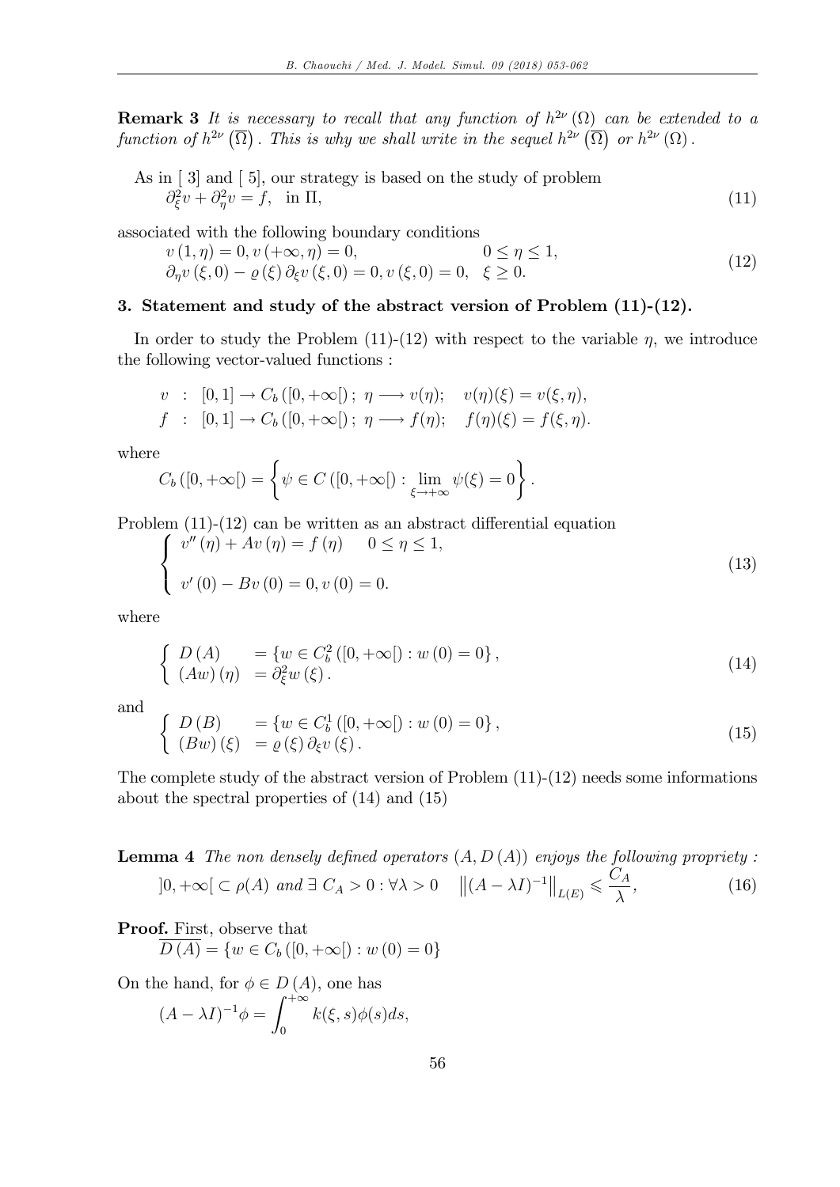**Remark 3** *It is necessary to recall that any function of $h^{2\nu}(\Omega)$ can be extended to a function of $h^{2\nu}(\overline{\Omega})$. This is why we shall write in the sequel $h^{2\nu}(\overline{\Omega})$ or $h^{2\nu}(\Omega)$.*

As in [ 3] and [ 5], our strategy is based on the study of problem

$$\partial_\xi^2 v + \partial_\eta^2 v = f, \quad \text{in } \Pi, \tag{11}$$

associated with the following boundary conditions

$$\begin{array}{ll} v(1,\eta) = 0, v(+\infty,\eta) = 0, & 0 \leq \eta \leq 1, \\ \partial_\eta v(\xi,0) - \varrho(\xi)\,\partial_\xi v(\xi,0) = 0, v(\xi,0) = 0, & \xi \geq 0. \end{array} \tag{12}$$

## 3. Statement and study of the abstract version of Problem (11)-(12).

In order to study the Problem (11)-(12) with respect to the variable $\eta$, we introduce the following vector-valued functions :

$$\begin{array}{lll} v & : & [0,1] \to C_b([0,+\infty[)\,;\ \eta \longrightarrow v(\eta); \quad v(\eta)(\xi) = v(\xi,\eta), \\ f & : & [0,1] \to C_b([0,+\infty[)\,;\ \eta \longrightarrow f(\eta); \quad f(\eta)(\xi) = f(\xi,\eta). \end{array}$$

where

$$C_b([0,+\infty[) = \left\{ \psi \in C([0,+\infty[) : \lim_{\xi \to +\infty} \psi(\xi) = 0 \right\}.$$

Problem (11)-(12) can be written as an abstract differential equation

$$\left\{ \begin{array}{l} v''(\eta) + Av(\eta) = f(\eta) \quad\quad 0 \leq \eta \leq 1, \\ \\ v'(0) - Bv(0) = 0, v(0) = 0. \end{array} \right. \tag{13}$$

where

$$\left\{ \begin{array}{ll} D(A) & = \{ w \in C_b^2([0,+\infty[) : w(0) = 0 \}, \\ (Aw)(\eta) & = \partial_\xi^2 w(\xi). \end{array} \right. \tag{14}$$

and

$$\left\{ \begin{array}{ll} D(B) & = \{ w \in C_b^1([0,+\infty[) : w(0) = 0 \}, \\ (Bw)(\xi) & = \varrho(\xi)\,\partial_\xi v(\xi). \end{array} \right. \tag{15}$$

The complete study of the abstract version of Problem (11)-(12) needs some informations about the spectral properties of (14) and (15)

**Lemma 4** *The non densely defined operators $(A, D(A))$ enjoys the following propriety :*

$$]0,+\infty[ \subset \rho(A) \text{ and } \exists\, C_A > 0 : \forall \lambda > 0 \quad \left\| (A - \lambda I)^{-1} \right\|_{L(E)} \leqslant \frac{C_A}{\lambda}, \tag{16}$$

**Proof.** First, observe that

$$\overline{D(A)} = \{ w \in C_b([0,+\infty[) : w(0) = 0 \}$$

On the hand, for $\phi \in D(A)$, one has

$$(A - \lambda I)^{-1}\phi = \int_0^{+\infty} k(\xi,s)\phi(s)ds,$$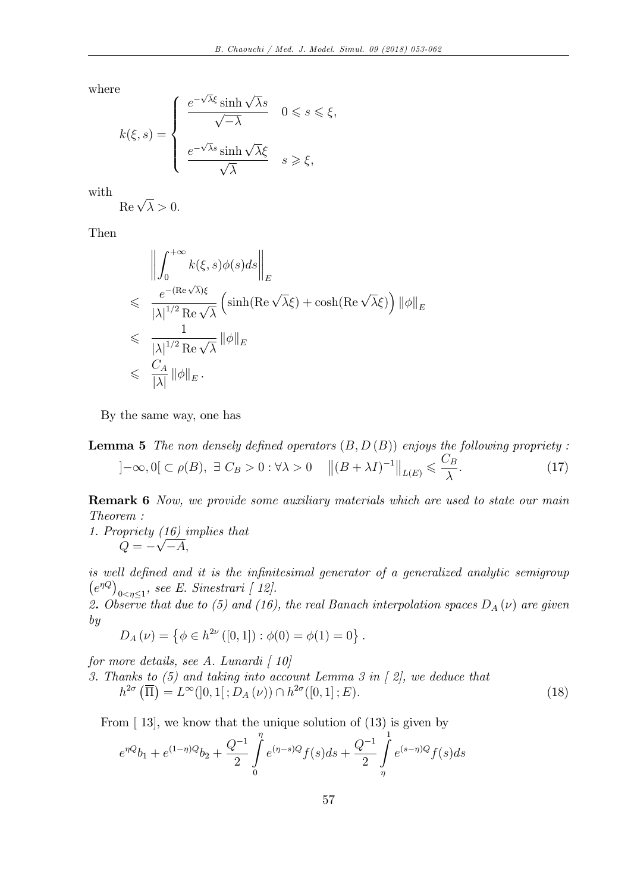where

$$
k(\xi, s) = \begin{cases} \dfrac{e^{-\sqrt{\lambda}\xi} \sinh \sqrt{\lambda} s}{\sqrt{-\lambda}} & 0 \leqslant s \leqslant \xi, \\ \\ \dfrac{e^{-\sqrt{\lambda}s} \sinh \sqrt{\lambda}\xi}{\sqrt{\lambda}} & s \geqslant \xi, \end{cases}
$$

with

$\operatorname{Re} \sqrt{\lambda} > 0.$

Then

$$
\begin{aligned}
& \left\| \int_0^{+\infty} k(\xi, s) \phi(s) ds \right\|_E \\
\leqslant \; & \frac{e^{-(\operatorname{Re}\sqrt{\lambda})\xi}}{|\lambda|^{1/2} \operatorname{Re}\sqrt{\lambda}} \left( \sinh(\operatorname{Re}\sqrt{\lambda}\xi) + \cosh(\operatorname{Re}\sqrt{\lambda}\xi) \right) \|\phi\|_E \\
\leqslant \; & \frac{1}{|\lambda|^{1/2} \operatorname{Re}\sqrt{\lambda}} \|\phi\|_E \\
\leqslant \; & \frac{C_A}{|\lambda|} \|\phi\|_E .
\end{aligned}
$$

By the same way, one has

**Lemma 5** *The non densely defined operators $(B, D(B))$ enjoys the following propriety :*

$$
]-\infty, 0[ \subset \rho(B), \; \exists \; C_B > 0 : \forall \lambda > 0 \quad \left\| (B + \lambda I)^{-1} \right\|_{L(E)} \leqslant \frac{C_B}{\lambda}. \tag{17}
$$

**Remark 6** *Now, we provide some auxiliary materials which are used to state our main Theorem :*

*1. Propriety (16) implies that*

$Q = -\sqrt{-A},$

*is well defined and it is the infinitesimal generator of a generalized analytic semigroup $\left(e^{\eta Q}\right)_{0<\eta\leq 1}$, see E. Sinestrari [ 12].*

*2. Observe that due to (5) and (16), the real Banach interpolation spaces $D_A(\nu)$ are given by*

$$
D_A(\nu) = \left\{ \phi \in h^{2\nu}([0,1]) : \phi(0) = \phi(1) = 0 \right\}.
$$

*for more details, see A. Lunardi [ 10]*

*3. Thanks to (5) and taking into account Lemma 3 in [ 2], we deduce that*

$$
h^{2\sigma}\left(\overline{\Pi}\right) = L^\infty(]0,1[\,; D_A(\nu)) \cap h^{2\sigma}([0,1]\,; E). \tag{18}
$$

From [ 13], we know that the unique solution of (13) is given by

$$
e^{\eta Q} b_1 + e^{(1-\eta)Q} b_2 + \frac{Q^{-1}}{2} \int_0^{\eta} e^{(\eta - s)Q} f(s) ds + \frac{Q^{-1}}{2} \int_{\eta}^{1} e^{(s-\eta)Q} f(s) ds
$$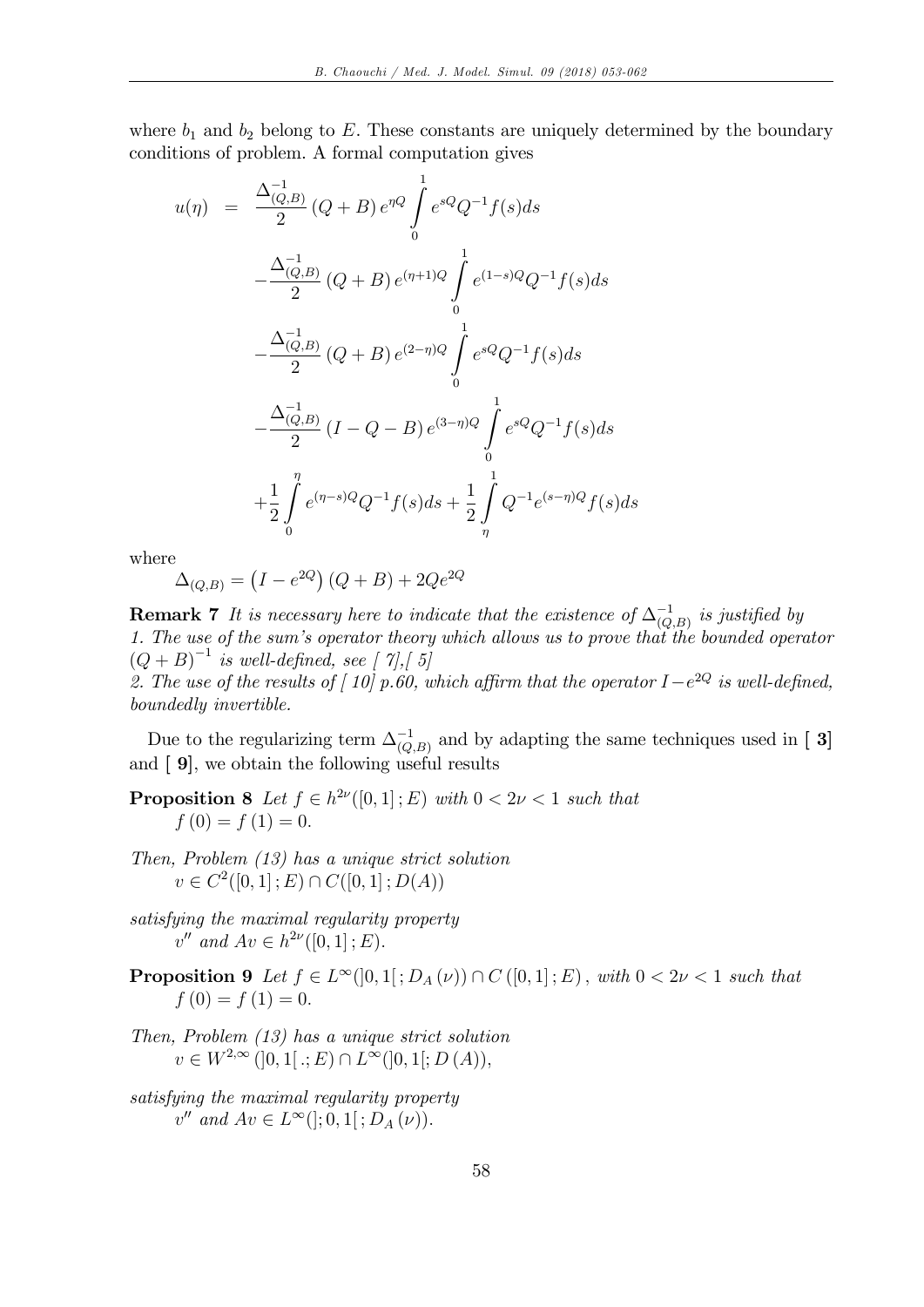where $b_1$ and $b_2$ belong to $E$. These constants are uniquely determined by the boundary conditions of problem. A formal computation gives

$$
\begin{aligned}
u(\eta) \quad = \quad & \frac{\Delta_{(Q,B)}^{-1}}{2}\left(Q+B\right)e^{\eta Q}\int\limits_0^1 e^{sQ}Q^{-1}f(s)ds \\
& -\frac{\Delta_{(Q,B)}^{-1}}{2}\left(Q+B\right)e^{(\eta+1)Q}\int\limits_0^1 e^{(1-s)Q}Q^{-1}f(s)ds \\
& -\frac{\Delta_{(Q,B)}^{-1}}{2}\left(Q+B\right)e^{(2-\eta)Q}\int\limits_0^1 e^{sQ}Q^{-1}f(s)ds \\
& -\frac{\Delta_{(Q,B)}^{-1}}{2}\left(I-Q-B\right)e^{(3-\eta)Q}\int\limits_0^1 e^{sQ}Q^{-1}f(s)ds \\
& +\frac{1}{2}\int\limits_0^\eta e^{(\eta-s)Q}Q^{-1}f(s)ds+\frac{1}{2}\int\limits_\eta^1 Q^{-1}e^{(s-\eta)Q}f(s)ds
\end{aligned}
$$

where

$$\Delta_{(Q,B)}=\left(I-e^{2Q}\right)(Q+B)+2Qe^{2Q}$$

**Remark 7** *It is necessary here to indicate that the existence of $\Delta_{(Q,B)}^{-1}$ is justified by*
*1. The use of the sum's operator theory which allows us to prove that the bounded operator $(Q+B)^{-1}$ is well-defined, see [ 7],[ 5]*
*2. The use of the results of [ 10] p.60, which affirm that the operator $I-e^{2Q}$ is well-defined, boundedly invertible.*

Due to the regularizing term $\Delta_{(Q,B)}^{-1}$ and by adapting the same techniques used in [ **3**] and [ **9**], we obtain the following useful results

**Proposition 8** *Let $f\in h^{2\nu}([0,1];E)$ with $0<2\nu<1$ such that*
$f(0)=f(1)=0.$

*Then, Problem (13) has a unique strict solution*
$v\in C^2([0,1];E)\cap C([0,1];D(A))$

*satisfying the maximal regularity property*
$v''$ *and* $Av\in h^{2\nu}([0,1];E).$

**Proposition 9** *Let $f\in L^{\infty}(]0,1[;D_A(\nu))\cap C([0,1];E)$, with $0<2\nu<1$ such that*
$f(0)=f(1)=0.$

*Then, Problem (13) has a unique strict solution*
$v\in W^{2,\infty}(]0,1[\,.;E)\cap L^{\infty}(]0,1[;D(A)),$

*satisfying the maximal regularity property*
$v''$ *and* $Av\in L^{\infty}(];0,1[;D_A(\nu)).$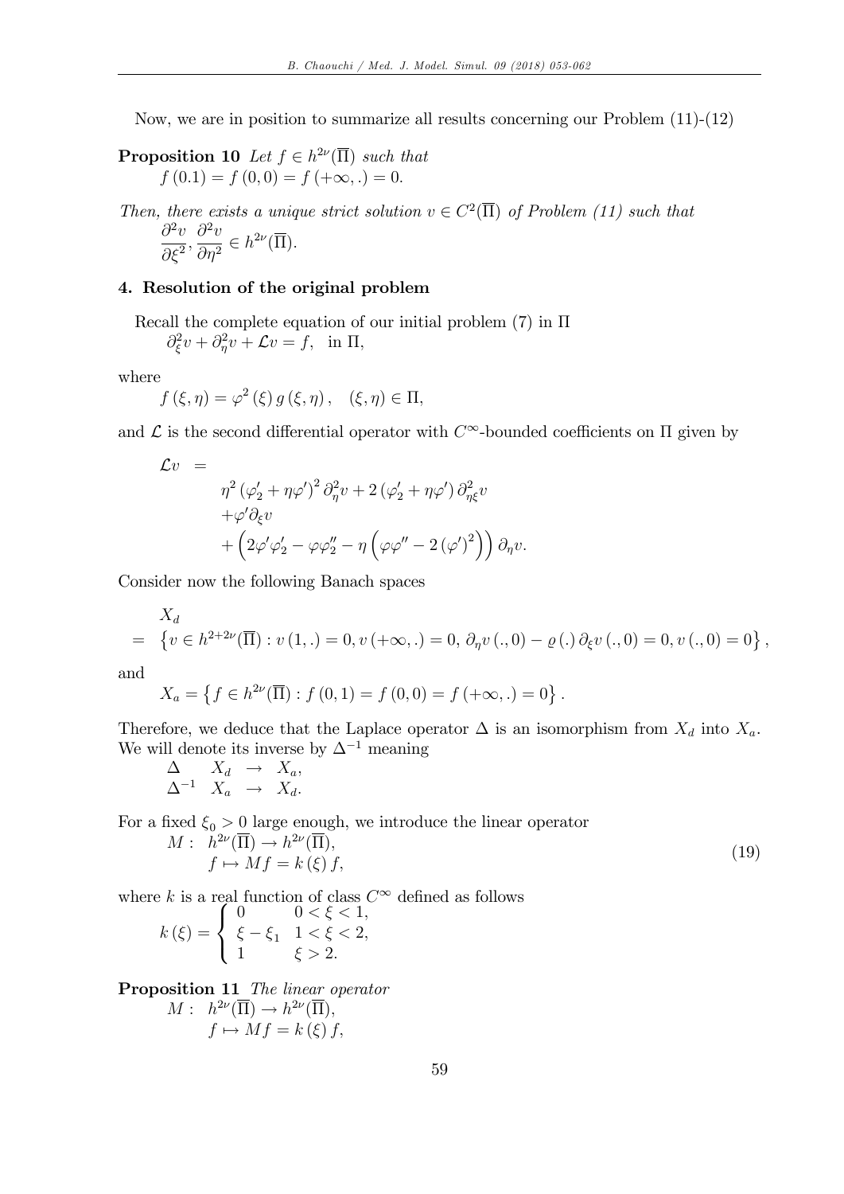Now, we are in position to summarize all results concerning our Problem (11)-(12)

**Proposition 10** *Let $f \in h^{2\nu}(\overline{\Pi})$ such that*
$f(0.1) = f(0,0) = f(+\infty,.) = 0.$

*Then, there exists a unique strict solution $v \in C^2(\overline{\Pi})$ of Problem (11) such that*
$\dfrac{\partial^2 v}{\partial \xi^2}, \dfrac{\partial^2 v}{\partial \eta^2} \in h^{2\nu}(\overline{\Pi}).$

## 4. Resolution of the original problem

Recall the complete equation of our initial problem (7) in $\Pi$

$$\partial_\xi^2 v + \partial_\eta^2 v + \mathcal{L}v = f, \quad \text{in } \Pi,$$

where

$$f(\xi,\eta) = \varphi^2(\xi)\, g(\xi,\eta), \quad (\xi,\eta) \in \Pi,$$

and $\mathcal{L}$ is the second differential operator with $C^\infty$-bounded coefficients on $\Pi$ given by

$$\begin{aligned}
\mathcal{L}v \; = \; & \\
& \eta^2 (\varphi_2' + \eta\varphi')^2 \partial_\eta^2 v + 2(\varphi_2' + \eta\varphi') \partial_{\eta\xi}^2 v \\
& + \varphi' \partial_\xi v \\
& + \left(2\varphi'\varphi_2' - \varphi\varphi_2'' - \eta\left(\varphi\varphi'' - 2(\varphi')^2\right)\right) \partial_\eta v.
\end{aligned}$$

Consider now the following Banach spaces

$$\begin{aligned}
& X_d \\
= \; & \left\{ v \in h^{2+2\nu}(\overline{\Pi}) : v(1,.) = 0, v(+\infty,.) = 0, \partial_\eta v(.,0) - \varrho(.)\, \partial_\xi v(.,0) = 0, v(.,0) = 0 \right\},
\end{aligned}$$

and

$$X_a = \left\{ f \in h^{2\nu}(\overline{\Pi}) : f(0,1) = f(0,0) = f(+\infty,.) = 0 \right\}.$$

Therefore, we deduce that the Laplace operator $\Delta$ is an isomorphism from $X_d$ into $X_a$. We will denote its inverse by $\Delta^{-1}$ meaning

$$\begin{array}{lll}
\Delta & X_d & \rightarrow X_a, \\
\Delta^{-1} & X_a & \rightarrow X_d.
\end{array}$$

For a fixed $\xi_0 > 0$ large enough, we introduce the linear operator

$$\begin{array}{ll}
M: & h^{2\nu}(\overline{\Pi}) \rightarrow h^{2\nu}(\overline{\Pi}), \\
& f \mapsto Mf = k(\xi)\, f,
\end{array} \tag{19}$$

where $k$ is a real function of class $C^\infty$ defined as follows

$$k(\xi) = \begin{cases} 0 & 0 < \xi < 1, \\ \xi - \xi_1 & 1 < \xi < 2, \\ 1 & \xi > 2. \end{cases}$$

**Proposition 11** *The linear operator*

$$\begin{array}{ll}
M: & h^{2\nu}(\overline{\Pi}) \rightarrow h^{2\nu}(\overline{\Pi}), \\
& f \mapsto Mf = k(\xi)\, f,
\end{array}$$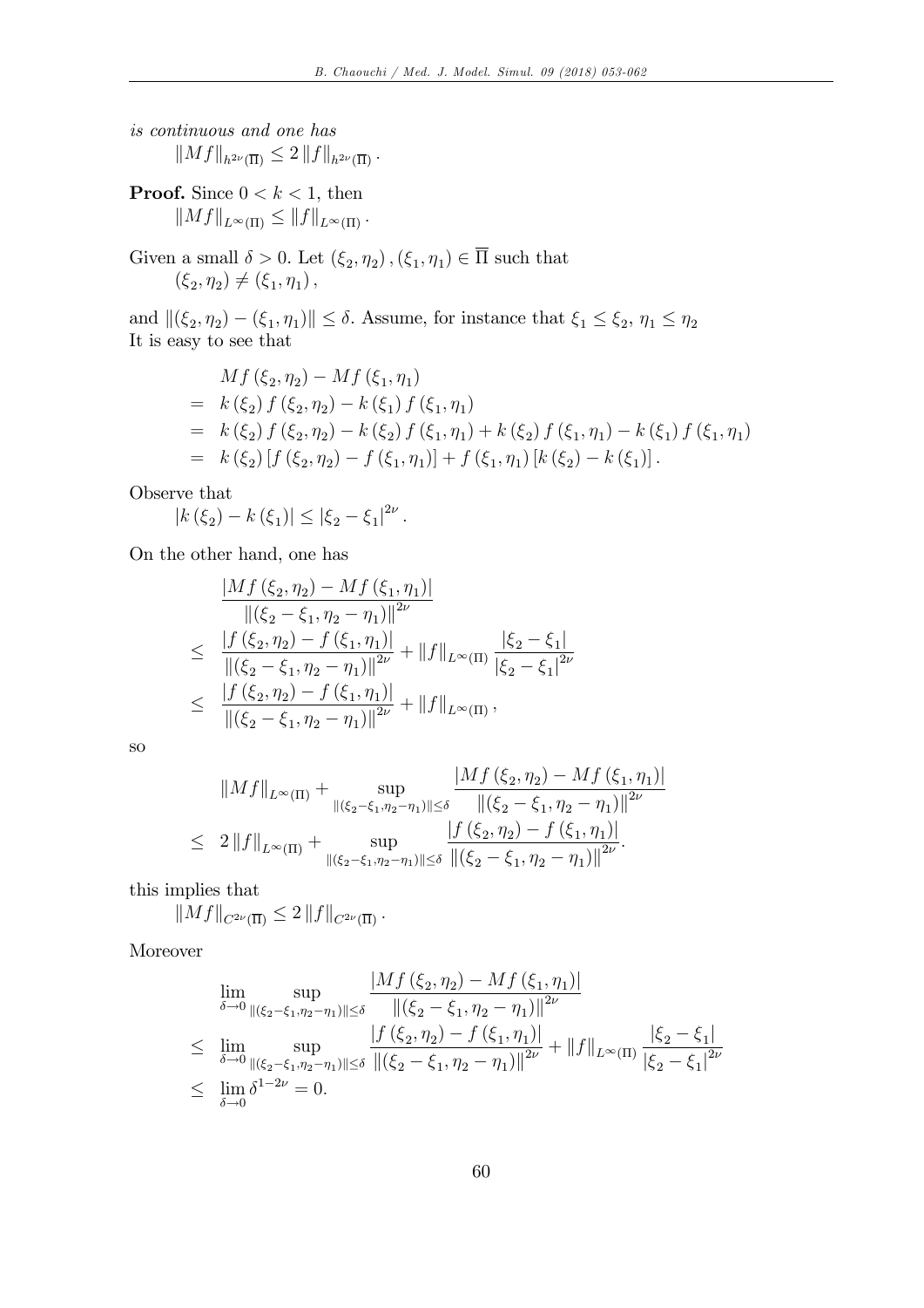*is continuous and one has*

$$\|Mf\|_{h^{2\nu}(\overline{\Pi})} \leq 2\|f\|_{h^{2\nu}(\overline{\Pi})}.$$

**Proof.** Since $0 < k < 1$, then

$$\|Mf\|_{L^\infty(\Pi)} \leq \|f\|_{L^\infty(\Pi)}.$$

Given a small $\delta > 0$. Let $(\xi_2, \eta_2), (\xi_1, \eta_1) \in \overline{\Pi}$ such that

$$(\xi_2, \eta_2) \neq (\xi_1, \eta_1),$$

and $\|(\xi_2, \eta_2) - (\xi_1, \eta_1)\| \leq \delta$. Assume, for instance that $\xi_1 \leq \xi_2$, $\eta_1 \leq \eta_2$
It is easy to see that

$$\begin{aligned}
& Mf(\xi_2, \eta_2) - Mf(\xi_1, \eta_1) \\
= \ & k(\xi_2) f(\xi_2, \eta_2) - k(\xi_1) f(\xi_1, \eta_1) \\
= \ & k(\xi_2) f(\xi_2, \eta_2) - k(\xi_2) f(\xi_1, \eta_1) + k(\xi_2) f(\xi_1, \eta_1) - k(\xi_1) f(\xi_1, \eta_1) \\
= \ & k(\xi_2)[f(\xi_2, \eta_2) - f(\xi_1, \eta_1)] + f(\xi_1, \eta_1)[k(\xi_2) - k(\xi_1)].
\end{aligned}$$

Observe that

$$|k(\xi_2) - k(\xi_1)| \leq |\xi_2 - \xi_1|^{2\nu}.$$

On the other hand, one has

$$\begin{aligned}
& \frac{|Mf(\xi_2, \eta_2) - Mf(\xi_1, \eta_1)|}{\|(\xi_2 - \xi_1, \eta_2 - \eta_1)\|^{2\nu}} \\
\leq \ & \frac{|f(\xi_2, \eta_2) - f(\xi_1, \eta_1)|}{\|(\xi_2 - \xi_1, \eta_2 - \eta_1)\|^{2\nu}} + \|f\|_{L^\infty(\Pi)} \frac{|\xi_2 - \xi_1|}{|\xi_2 - \xi_1|^{2\nu}} \\
\leq \ & \frac{|f(\xi_2, \eta_2) - f(\xi_1, \eta_1)|}{\|(\xi_2 - \xi_1, \eta_2 - \eta_1)\|^{2\nu}} + \|f\|_{L^\infty(\Pi)},
\end{aligned}$$

so

$$\begin{aligned}
& \|Mf\|_{L^\infty(\Pi)} + \sup_{\|(\xi_2 - \xi_1, \eta_2 - \eta_1)\| \leq \delta} \frac{|Mf(\xi_2, \eta_2) - Mf(\xi_1, \eta_1)|}{\|(\xi_2 - \xi_1, \eta_2 - \eta_1)\|^{2\nu}} \\
\leq \ & 2\|f\|_{L^\infty(\Pi)} + \sup_{\|(\xi_2 - \xi_1, \eta_2 - \eta_1)\| \leq \delta} \frac{|f(\xi_2, \eta_2) - f(\xi_1, \eta_1)|}{\|(\xi_2 - \xi_1, \eta_2 - \eta_1)\|^{2\nu}}.
\end{aligned}$$

this implies that

$$\|Mf\|_{C^{2\nu}(\overline{\Pi})} \leq 2\|f\|_{C^{2\nu}(\overline{\Pi})}.$$

Moreover

$$\begin{aligned}
& \lim_{\delta \to 0} \sup_{\|(\xi_2 - \xi_1, \eta_2 - \eta_1)\| \leq \delta} \frac{|Mf(\xi_2, \eta_2) - Mf(\xi_1, \eta_1)|}{\|(\xi_2 - \xi_1, \eta_2 - \eta_1)\|^{2\nu}} \\
\leq \ & \lim_{\delta \to 0} \sup_{\|(\xi_2 - \xi_1, \eta_2 - \eta_1)\| \leq \delta} \frac{|f(\xi_2, \eta_2) - f(\xi_1, \eta_1)|}{\|(\xi_2 - \xi_1, \eta_2 - \eta_1)\|^{2\nu}} + \|f\|_{L^\infty(\Pi)} \frac{|\xi_2 - \xi_1|}{|\xi_2 - \xi_1|^{2\nu}} \\
\leq \ & \lim_{\delta \to 0} \delta^{1 - 2\nu} = 0.
\end{aligned}$$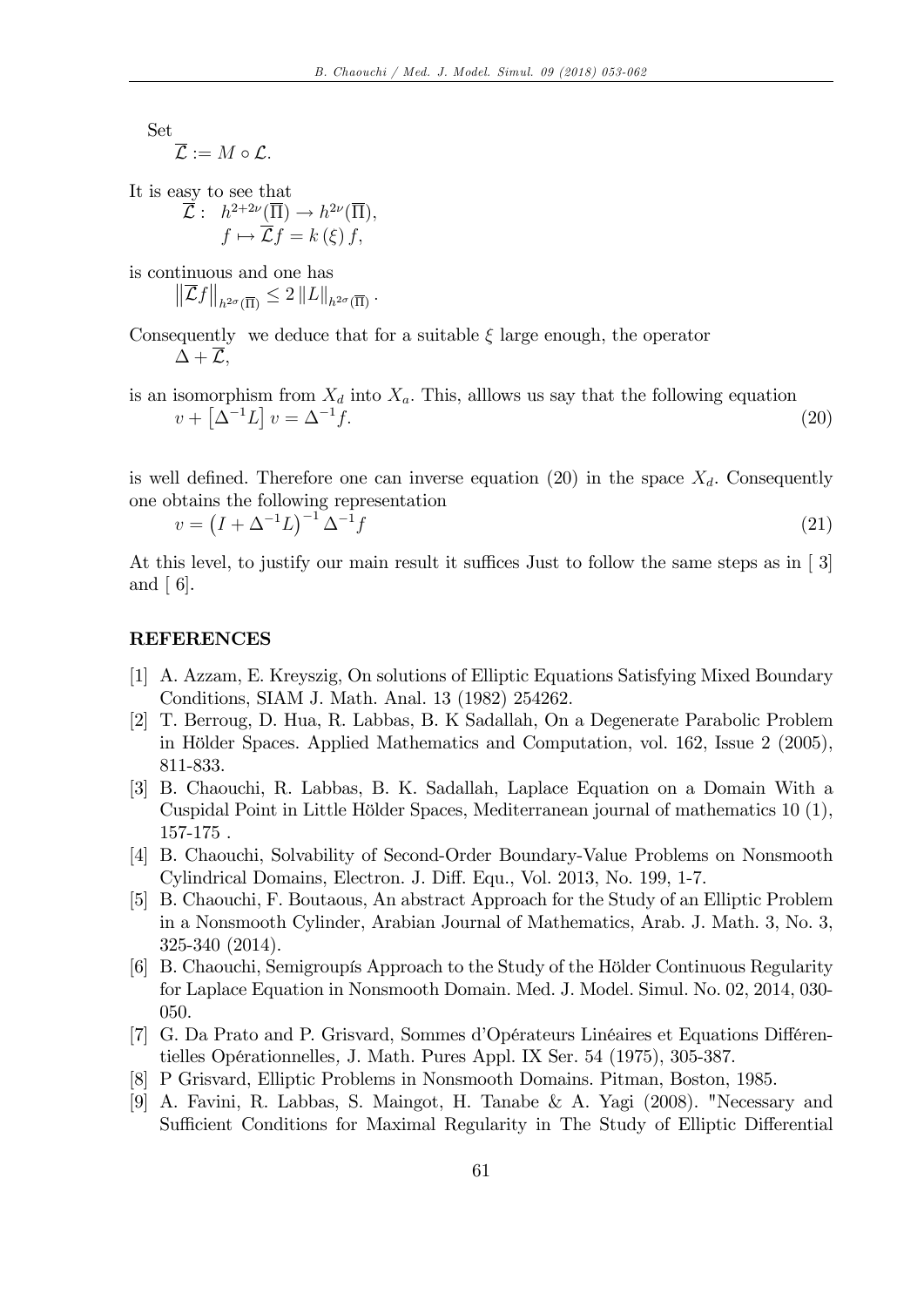Set

$$\overline{\mathcal{L}} := M \circ \mathcal{L}.$$

It is easy to see that

$$\overline{\mathcal{L}} : \; h^{2+2\nu}(\overline{\Pi}) \to h^{2\nu}(\overline{\Pi}),$$
$$f \mapsto \overline{\mathcal{L}}f = k(\xi) f,$$

is continuous and one has

$$\left\| \overline{\mathcal{L}}f \right\|_{h^{2\sigma}(\overline{\Pi})} \leq 2 \left\| L \right\|_{h^{2\sigma}(\overline{\Pi})}.$$

Consequently we deduce that for a suitable $\xi$ large enough, the operator

$$\Delta + \overline{\mathcal{L}},$$

is an isomorphism from $X_d$ into $X_a$. This, alllows us say that the following equation

$$v + \left[\Delta^{-1} L\right] v = \Delta^{-1} f. \tag{20}$$

is well defined. Therefore one can inverse equation (20) in the space $X_d$. Consequently one obtains the following representation

$$v = \left(I + \Delta^{-1} L\right)^{-1} \Delta^{-1} f \tag{21}$$

At this level, to justify our main result it suffices Just to follow the same steps as in [ 3] and [ 6].

## REFERENCES

[1] A. Azzam, E. Kreyszig, On solutions of Elliptic Equations Satisfying Mixed Boundary Conditions, SIAM J. Math. Anal. 13 (1982) 254262.

[2] T. Berroug, D. Hua, R. Labbas, B. K Sadallah, On a Degenerate Parabolic Problem in Hölder Spaces. Applied Mathematics and Computation, vol. 162, Issue 2 (2005), 811-833.

[3] B. Chaouchi, R. Labbas, B. K. Sadallah, Laplace Equation on a Domain With a Cuspidal Point in Little Hölder Spaces, Mediterranean journal of mathematics 10 (1), 157-175 .

[4] B. Chaouchi, Solvability of Second-Order Boundary-Value Problems on Nonsmooth Cylindrical Domains, Electron. J. Diff. Equ., Vol. 2013, No. 199, 1-7.

[5] B. Chaouchi, F. Boutaous, An abstract Approach for the Study of an Elliptic Problem in a Nonsmooth Cylinder, Arabian Journal of Mathematics, Arab. J. Math. 3, No. 3, 325-340 (2014).

[6] B. Chaouchi, Semigroupís Approach to the Study of the Hölder Continuous Regularity for Laplace Equation in Nonsmooth Domain. Med. J. Model. Simul. No. 02, 2014, 030-050.

[7] G. Da Prato and P. Grisvard, Sommes d'Opérateurs Linéaires et Equations Différentielles Opérationnelles, J. Math. Pures Appl. IX Ser. 54 (1975), 305-387.

[8] P Grisvard, Elliptic Problems in Nonsmooth Domains. Pitman, Boston, 1985.

[9] A. Favini, R. Labbas, S. Maingot, H. Tanabe & A. Yagi (2008). "Necessary and Sufficient Conditions for Maximal Regularity in The Study of Elliptic Differential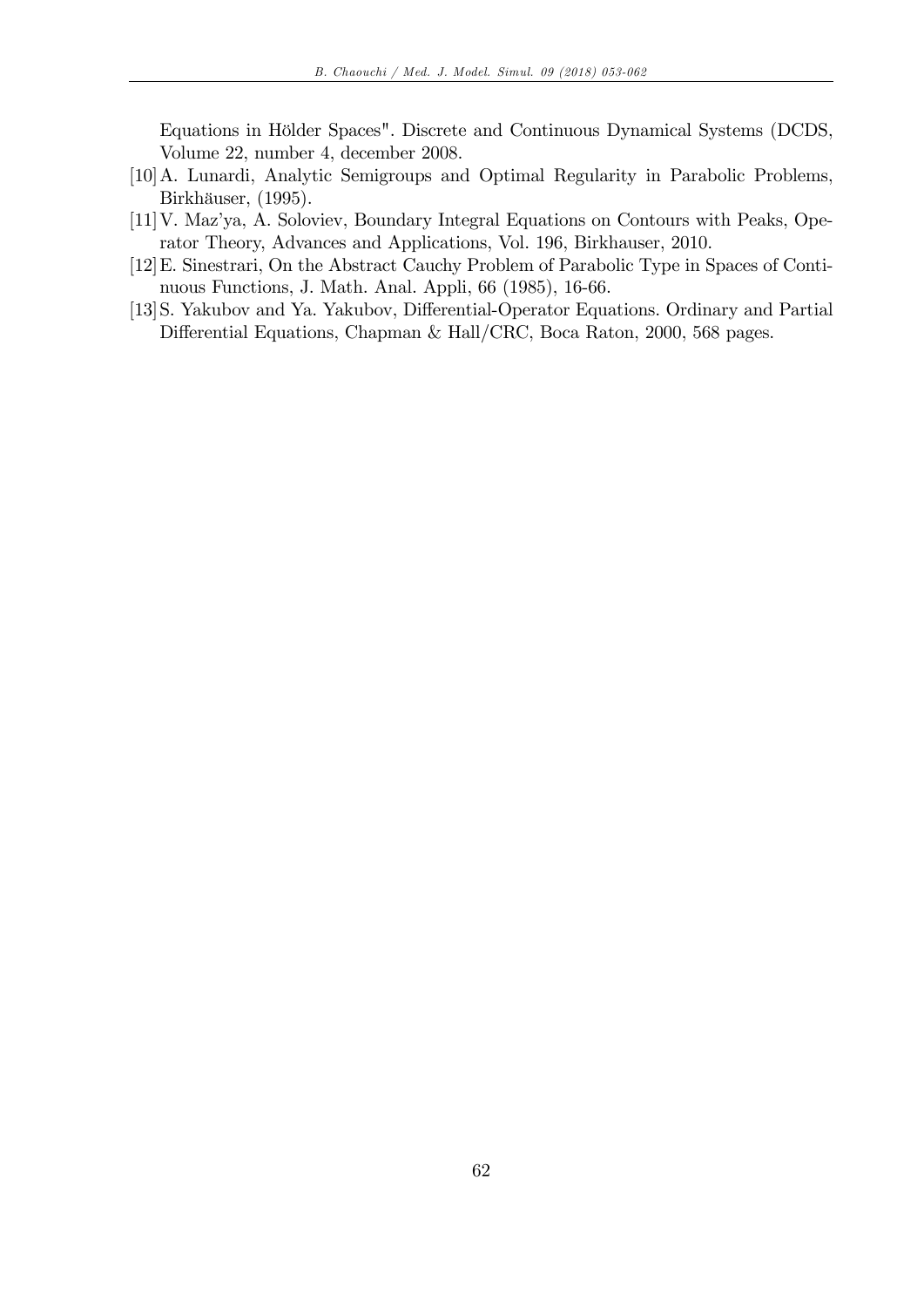Equations in Hölder Spaces". Discrete and Continuous Dynamical Systems (DCDS, Volume 22, number 4, december 2008.

[10] A. Lunardi, Analytic Semigroups and Optimal Regularity in Parabolic Problems, Birkhäuser, (1995).

[11] V. Maz'ya, A. Soloviev, Boundary Integral Equations on Contours with Peaks, Operator Theory, Advances and Applications, Vol. 196, Birkhauser, 2010.

[12] E. Sinestrari, On the Abstract Cauchy Problem of Parabolic Type in Spaces of Continuous Functions, J. Math. Anal. Appli, 66 (1985), 16-66.

[13] S. Yakubov and Ya. Yakubov, Differential-Operator Equations. Ordinary and Partial Differential Equations, Chapman & Hall/CRC, Boca Raton, 2000, 568 pages.